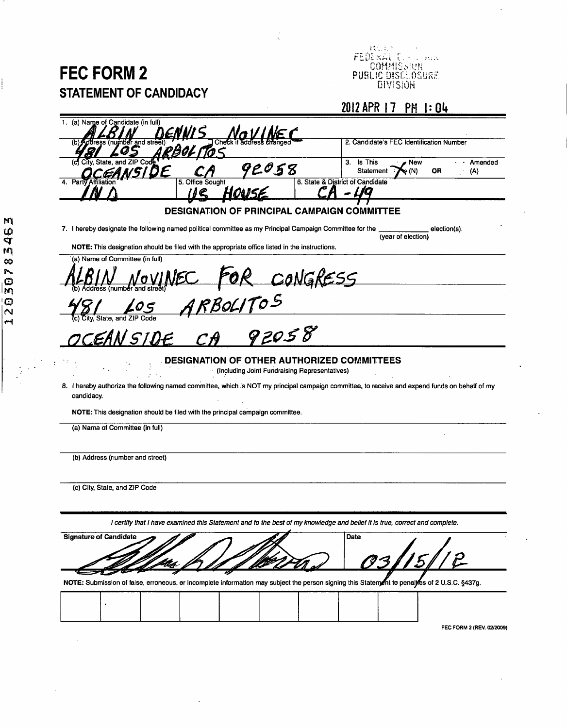# FEC FORM 2

## STATEMENT OF CANDIDACY

FEDERAL ELECTION COMMISSION PUBLIC DISCLOSURE DIVISION

2012 APR 17 PM 1:04

1. (a) Name of Candidate (in full)
ALBIN DENNIS NOVINEC

(b) Address (number and street) ☐ Check if address changed
481 LOS ARBOLITOS

(c) City, State, and ZIP Code
OCEANSIDE CA 92058

2. Candidate's FEC Identification Number

3. Is This Statement ☒ New (N) OR ☐ Amended (A)

4. Party Affiliation
IND

5. Office Sought
US HOUSE

6. State & District of Candidate
CA - 49

### DESIGNATION OF PRINCIPAL CAMPAIGN COMMITTEE

7. I hereby designate the following named political committee as my Principal Campaign Committee for the ____________ (year of election) election(s).

**NOTE:** This designation should be filed with the appropriate office listed in the instructions.

(a) Name of Committee (in full)
ALBIN NOVINEC FOR CONGRESS

(b) Address (number and street)
481 LOS ARBOLITOS

(c) City, State, and ZIP Code
OCEANSIDE CA 92058

### DESIGNATION OF OTHER AUTHORIZED COMMITTEES

(Including Joint Fundraising Representatives)

8. I hereby authorize the following named committee, which is NOT my principal campaign committee, to receive and expend funds on behalf of my candidacy.

**NOTE:** This designation should be filed with the principal campaign committee.

(a) Name of Committee (in full)

(b) Address (number and street)

(c) City, State, and ZIP Code

*I certify that I have examined this Statement and to the best of my knowledge and belief it is true, correct and complete.*

Signature of Candidate: [signature]

Date: 03/15/12

**NOTE:** Submission of false, erroneous, or incomplete information may subject the person signing this Statement to penalties of 2 U.S.C. §437g.

FEC FORM 2 (REV. 02/2009)

12030783463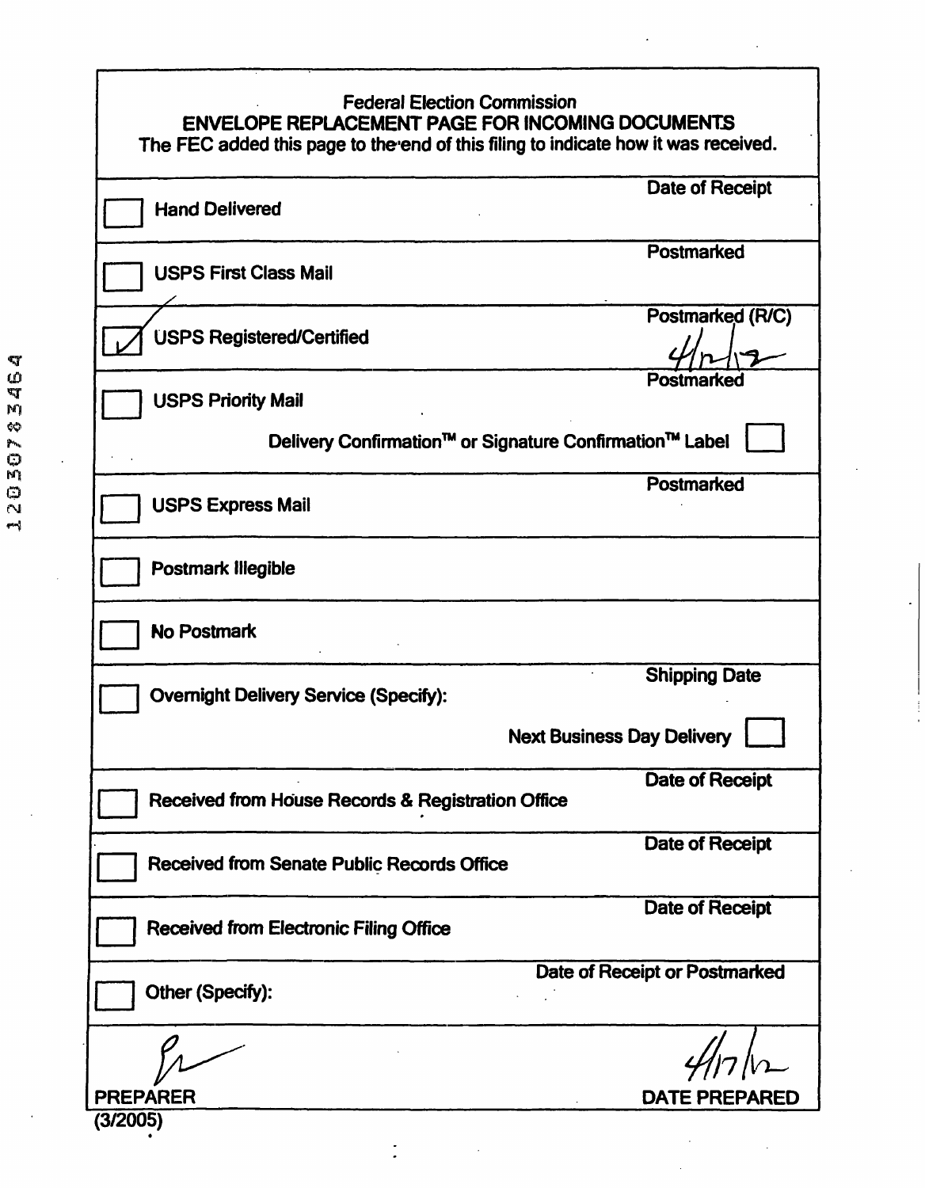Federal Election Commission

**ENVELOPE REPLACEMENT PAGE FOR INCOMING DOCUMENTS**

The FEC added this page to the end of this filing to indicate how it was received.

| | | |
|---|---|---|
| ☐ | Hand Delivered | Date of Receipt |
| ☐ | USPS First Class Mail | Postmarked |
| ☑ | USPS Registered/Certified | Postmarked (R/C) 4/12/12 |
| ☐ | USPS Priority Mail<br>Delivery Confirmation™ or Signature Confirmation™ Label ☐ | Postmarked |
| ☐ | USPS Express Mail | Postmarked |
| ☐ | Postmark Illegible | |
| ☐ | No Postmark | |
| ☐ | Overnight Delivery Service (Specify):<br>Next Business Day Delivery ☐ | Shipping Date |
| ☐ | Received from House Records & Registration Office | Date of Receipt |
| ☐ | Received from Senate Public Records Office | Date of Receipt |
| ☐ | Received from Electronic Filing Office | Date of Receipt |
| ☐ | Other (Specify): | Date of Receipt or Postmarked |

PREPARER

DATE PREPARED 4/17/12

(3/2005)

12030783464